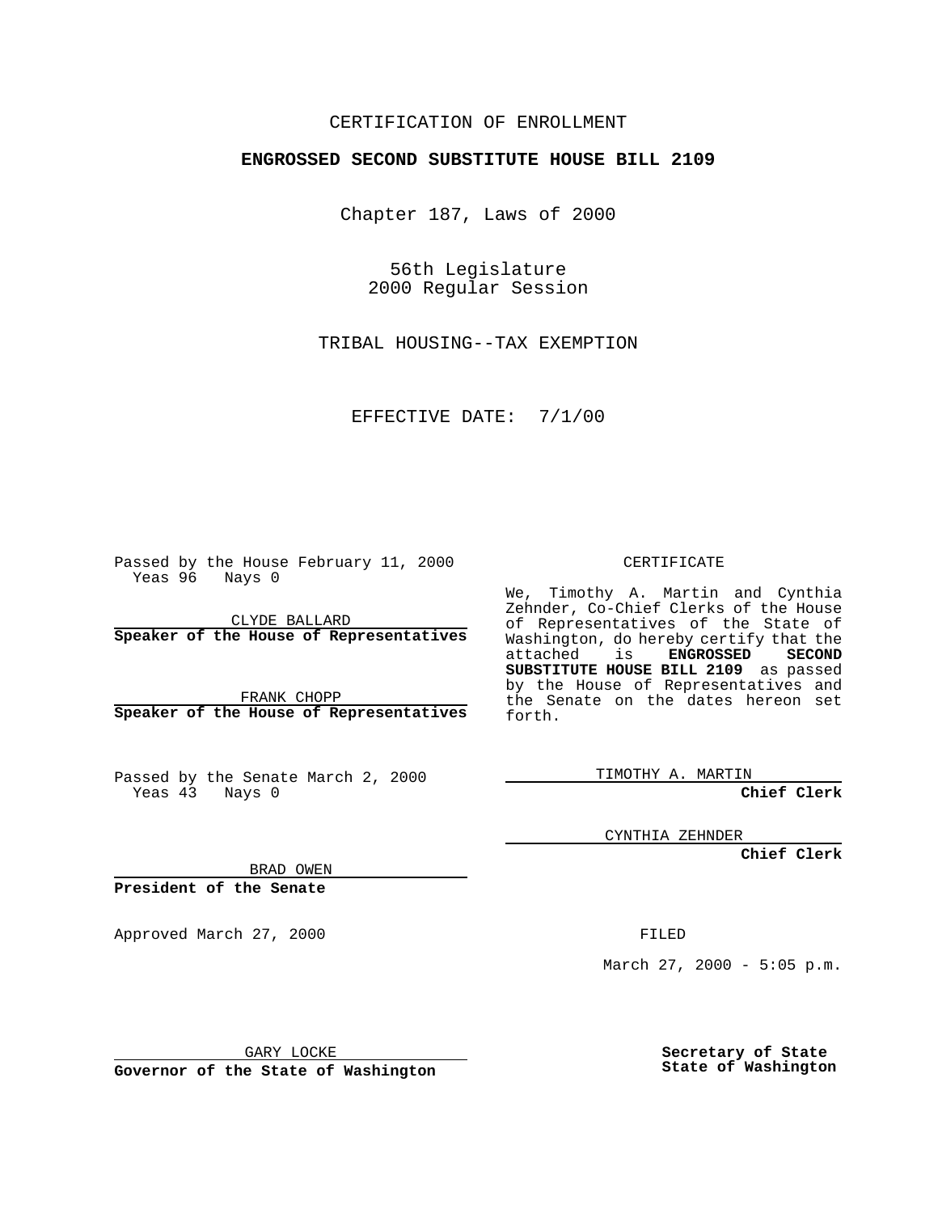CERTIFICATION OF ENROLLMENT

**ENGROSSED SECOND SUBSTITUTE HOUSE BILL 2109**

Chapter 187, Laws of 2000

56th Legislature
2000 Regular Session

TRIBAL HOUSING--TAX EXEMPTION

EFFECTIVE DATE: 7/1/00

Passed by the House February 11, 2000
Yeas 96 Nays 0

CLYDE BALLARD
**Speaker of the House of Representatives**

FRANK CHOPP
**Speaker of the House of Representatives**

Passed by the Senate March 2, 2000
Yeas 43 Nays 0

BRAD OWEN
**President of the Senate**

Approved March 27, 2000

GARY LOCKE
**Governor of the State of Washington**

CERTIFICATE

We, Timothy A. Martin and Cynthia Zehnder, Co-Chief Clerks of the House of Representatives of the State of Washington, do hereby certify that the attached is **ENGROSSED SECOND SUBSTITUTE HOUSE BILL 2109** as passed by the House of Representatives and the Senate on the dates hereon set forth.

TIMOTHY A. MARTIN
**Chief Clerk**

CYNTHIA ZEHNDER
**Chief Clerk**

FILED

March 27, 2000 - 5:05 p.m.

**Secretary of State**
**State of Washington**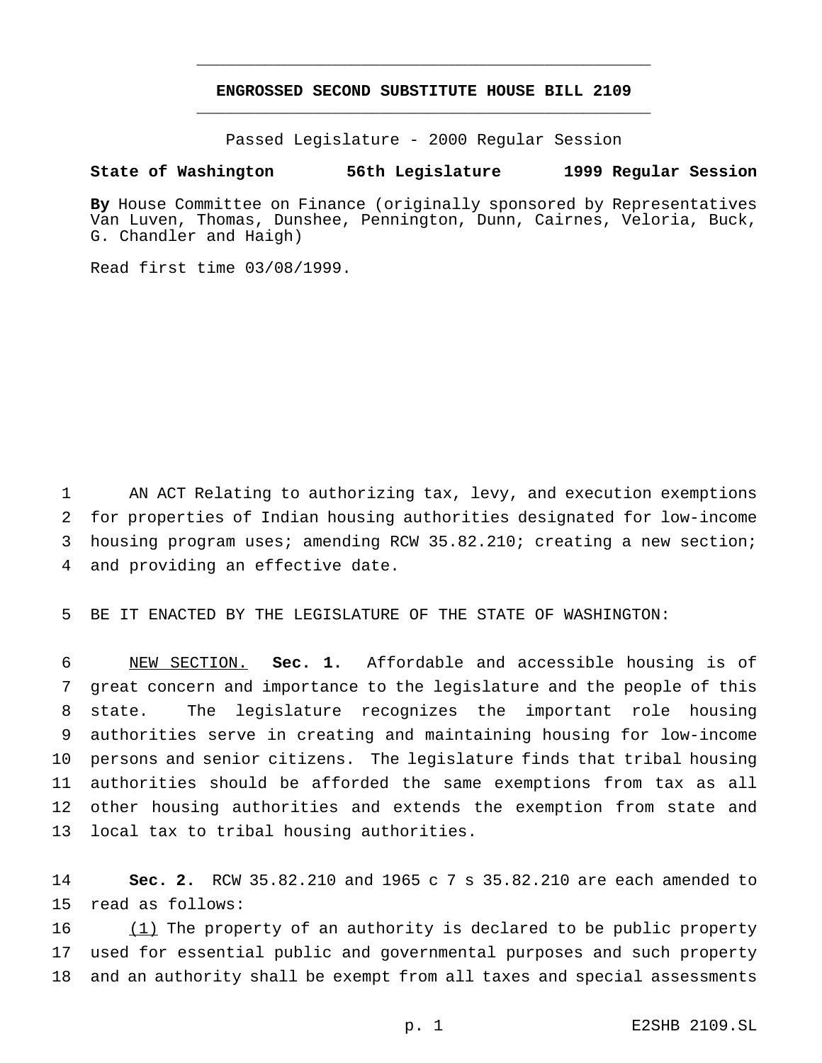# ENGROSSED SECOND SUBSTITUTE HOUSE BILL 2109

Passed Legislature - 2000 Regular Session

**State of Washington 56th Legislature 1999 Regular Session**

**By** House Committee on Finance (originally sponsored by Representatives Van Luven, Thomas, Dunshee, Pennington, Dunn, Cairnes, Veloria, Buck, G. Chandler and Haigh)

Read first time 03/08/1999.

AN ACT Relating to authorizing tax, levy, and execution exemptions for properties of Indian housing authorities designated for low-income housing program uses; amending RCW 35.82.210; creating a new section; and providing an effective date.

BE IT ENACTED BY THE LEGISLATURE OF THE STATE OF WASHINGTON:

NEW SECTION. **Sec. 1.** Affordable and accessible housing is of great concern and importance to the legislature and the people of this state. The legislature recognizes the important role housing authorities serve in creating and maintaining housing for low-income persons and senior citizens. The legislature finds that tribal housing authorities should be afforded the same exemptions from tax as all other housing authorities and extends the exemption from state and local tax to tribal housing authorities.

**Sec. 2.** RCW 35.82.210 and 1965 c 7 s 35.82.210 are each amended to read as follows:

(1) The property of an authority is declared to be public property used for essential public and governmental purposes and such property and an authority shall be exempt from all taxes and special assessments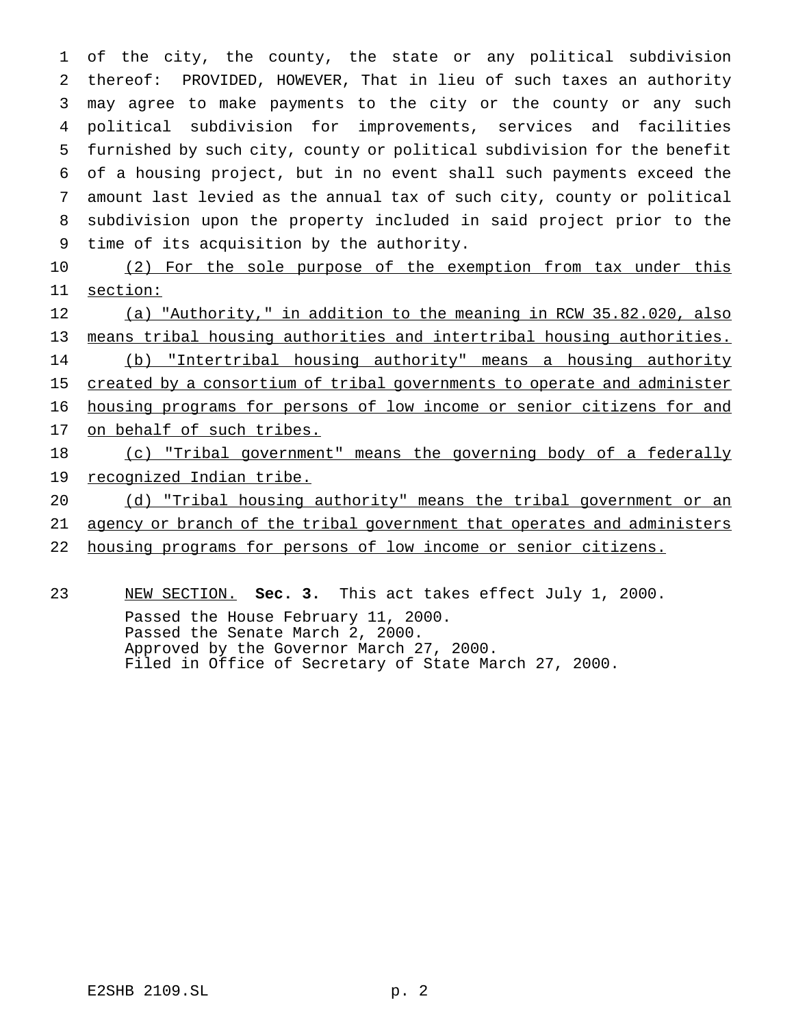of the city, the county, the state or any political subdivision thereof: PROVIDED, HOWEVER, That in lieu of such taxes an authority may agree to make payments to the city or the county or any such political subdivision for improvements, services and facilities furnished by such city, county or political subdivision for the benefit of a housing project, but in no event shall such payments exceed the amount last levied as the annual tax of such city, county or political subdivision upon the property included in said project prior to the time of its acquisition by the authority.

(2) For the sole purpose of the exemption from tax under this section:

(a) "Authority," in addition to the meaning in RCW 35.82.020, also means tribal housing authorities and intertribal housing authorities.

(b) "Intertribal housing authority" means a housing authority created by a consortium of tribal governments to operate and administer housing programs for persons of low income or senior citizens for and on behalf of such tribes.

(c) "Tribal government" means the governing body of a federally recognized Indian tribe.

(d) "Tribal housing authority" means the tribal government or an agency or branch of the tribal government that operates and administers housing programs for persons of low income or senior citizens.

NEW SECTION. **Sec. 3.** This act takes effect July 1, 2000.

Passed the House February 11, 2000.
Passed the Senate March 2, 2000.
Approved by the Governor March 27, 2000.
Filed in Office of Secretary of State March 27, 2000.